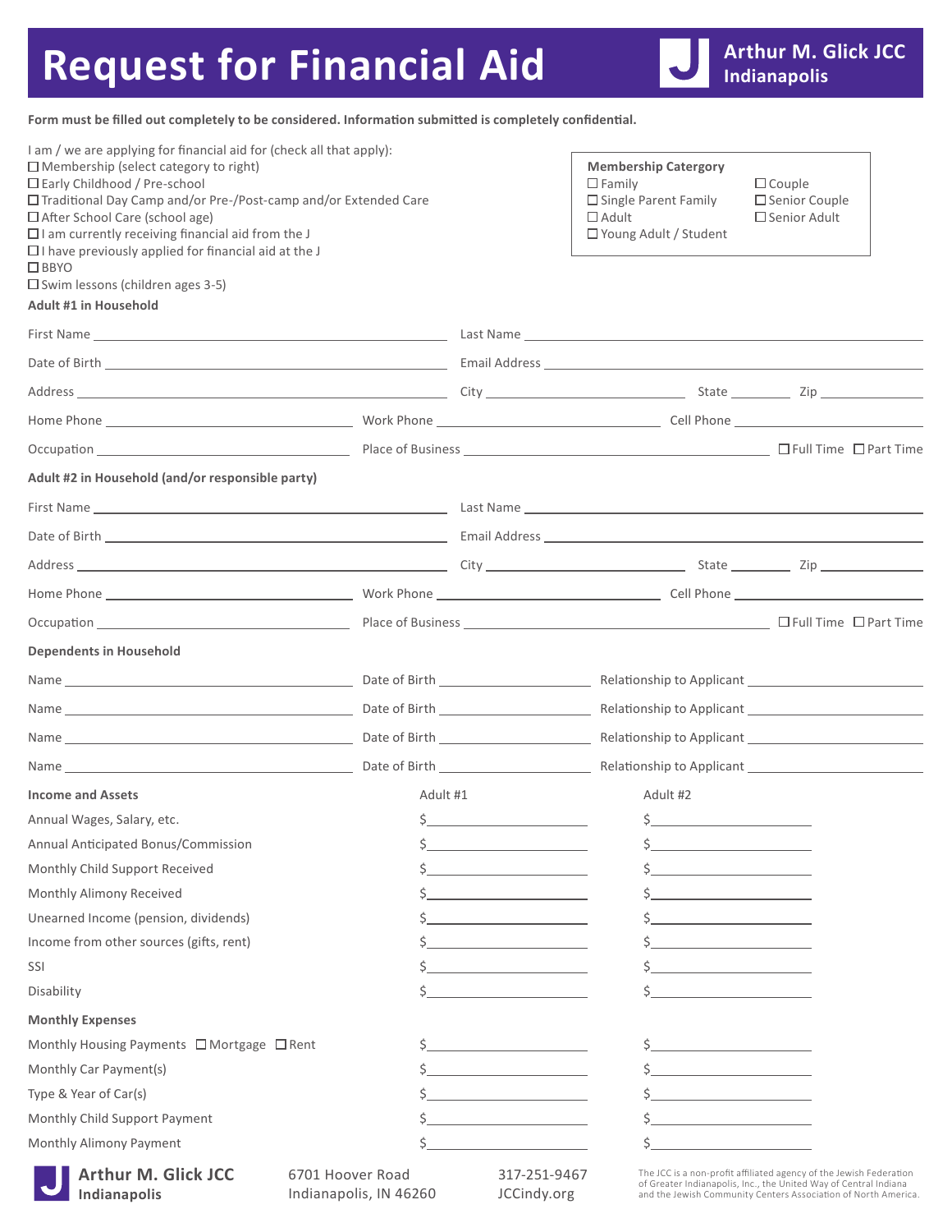# Request for Financial Aid

**Arthur M. Glick JCC Indianapolis**

**Form must be filled out completely to be considered. Information submitted is completely confidential.**

I am / we are applying for financial aid for (check all that apply):

- ☐ Membership (select category to right)
- ☐ Early Childhood / Pre-school
- ☐ Traditional Day Camp and/or Pre-/Post-camp and/or Extended Care
- ☐ After School Care (school age)
- ☐ I am currently receiving financial aid from the J
- ☐ I have previously applied for financial aid at the J
- ☐ BBYO
- ☐ Swim lessons (children ages 3-5)

**Membership Catergory**

- ☐ Family
- ☐ Single Parent Family
- ☐ Adult
- ☐ Young Adult / Student
- ☐ Couple
- ☐ Senior Couple
- ☐ Senior Adult

**Adult #1 in Household**

First Name ______________________ Last Name ______________________

Date of Birth ______________________ Email Address ______________________

Address ______________________ City ______________ State ________ Zip ________

Home Phone ______________ Work Phone ______________ Cell Phone ______________

Occupation ______________ Place of Business ______________________ ☐ Full Time ☐ Part Time

**Adult #2 in Household (and/or responsible party)**

First Name ______________________ Last Name ______________________

Date of Birth ______________________ Email Address ______________________

Address ______________________ City ______________ State ________ Zip ________

Home Phone ______________ Work Phone ______________ Cell Phone ______________

Occupation ______________ Place of Business ______________________ ☐ Full Time ☐ Part Time

**Dependents in Household**

Name ______________________ Date of Birth ______________ Relationship to Applicant ______________

Name ______________________ Date of Birth ______________ Relationship to Applicant ______________

Name ______________________ Date of Birth ______________ Relationship to Applicant ______________

Name ______________________ Date of Birth ______________ Relationship to Applicant ______________

| **Income and Assets** | Adult #1 | Adult #2 |
|---|---|---|
| Annual Wages, Salary, etc. | $ | $ |
| Annual Anticipated Bonus/Commission | $ | $ |
| Monthly Child Support Received | $ | $ |
| Monthly Alimony Received | $ | $ |
| Unearned Income (pension, dividends) | $ | $ |
| Income from other sources (gifts, rent) | $ | $ |
| SSI | $ | $ |
| Disability | $ | $ |
| **Monthly Expenses** | | |
| Monthly Housing Payments ☐ Mortgage ☐ Rent | $ | $ |
| Monthly Car Payment(s) | $ | $ |
| Type & Year of Car(s) | $ | $ |
| Monthly Child Support Payment | $ | $ |
| Monthly Alimony Payment | $ | $ |

**Arthur M. Glick JCC Indianapolis**

6701 Hoover Road
Indianapolis, IN 46260

317-251-9467
JCCindy.org

The JCC is a non-profit affiliated agency of the Jewish Federation of Greater Indianapolis, Inc., the United Way of Central Indiana and the Jewish Community Centers Association of North America.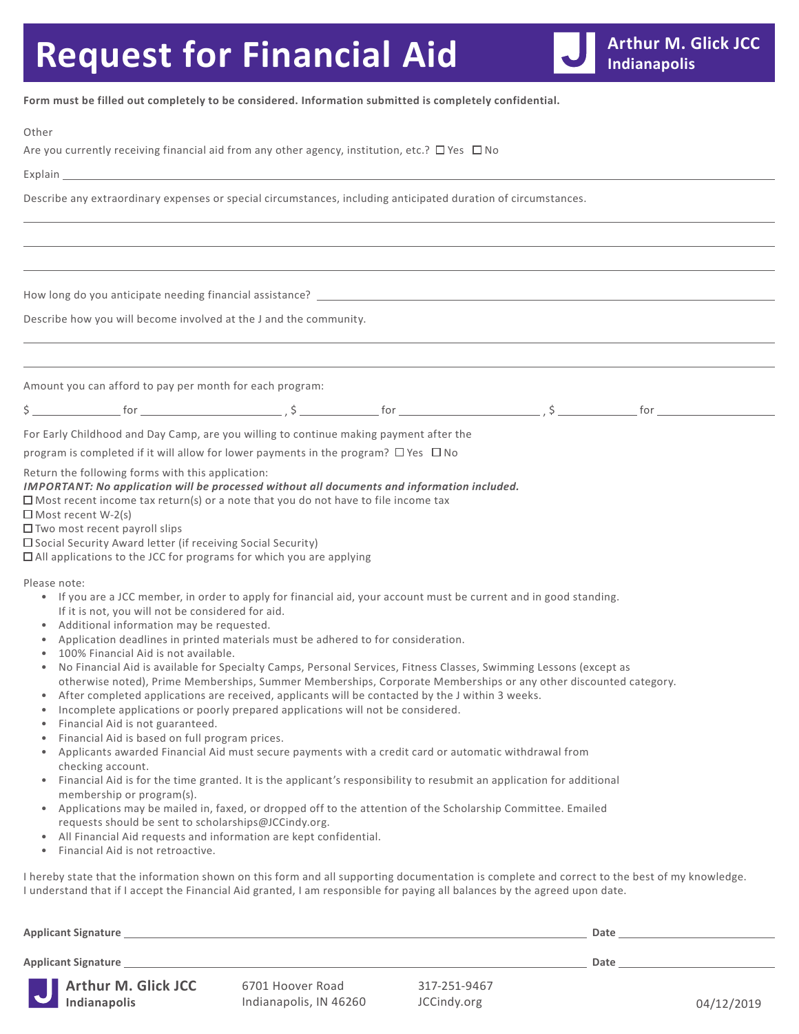# Request for Financial Aid

Arthur M. Glick JCC
Indianapolis

**Form must be filled out completely to be considered. Information submitted is completely confidential.**

Other

Are you currently receiving financial aid from any other agency, institution, etc.? ☐ Yes ☐ No

Explain \_\_\_\_\_\_\_\_\_\_\_\_\_\_\_\_\_\_\_\_\_\_\_\_\_\_\_\_\_\_\_\_\_\_\_\_\_\_\_\_

Describe any extraordinary expenses or special circumstances, including anticipated duration of circumstances.

\_\_\_\_\_\_\_\_\_\_\_\_\_\_\_\_\_\_\_\_\_\_\_\_\_\_\_\_\_\_\_\_\_\_\_\_\_\_\_\_

\_\_\_\_\_\_\_\_\_\_\_\_\_\_\_\_\_\_\_\_\_\_\_\_\_\_\_\_\_\_\_\_\_\_\_\_\_\_\_\_

\_\_\_\_\_\_\_\_\_\_\_\_\_\_\_\_\_\_\_\_\_\_\_\_\_\_\_\_\_\_\_\_\_\_\_\_\_\_\_\_

How long do you anticipate needing financial assistance? \_\_\_\_\_\_\_\_\_\_\_\_\_\_\_\_\_\_\_\_

Describe how you will become involved at the J and the community.

\_\_\_\_\_\_\_\_\_\_\_\_\_\_\_\_\_\_\_\_\_\_\_\_\_\_\_\_\_\_\_\_\_\_\_\_\_\_\_\_

\_\_\_\_\_\_\_\_\_\_\_\_\_\_\_\_\_\_\_\_\_\_\_\_\_\_\_\_\_\_\_\_\_\_\_\_\_\_\_\_

Amount you can afford to pay per month for each program:

$ \_\_\_\_\_\_\_\_ for \_\_\_\_\_\_\_\_\_\_\_\_ , $ \_\_\_\_\_\_\_\_ for \_\_\_\_\_\_\_\_\_\_\_\_ , $ \_\_\_\_\_\_\_\_ for \_\_\_\_\_\_\_\_\_\_\_\_

For Early Childhood and Day Camp, are you willing to continue making payment after the program is completed if it will allow for lower payments in the program? ☐ Yes ☐ No

Return the following forms with this application:
***IMPORTANT: No application will be processed without all documents and information included.***

- ☐ Most recent income tax return(s) or a note that you do not have to file income tax
- ☐ Most recent W-2(s)
- ☐ Two most recent payroll slips
- ☐ Social Security Award letter (if receiving Social Security)
- ☐ All applications to the JCC for programs for which you are applying

Please note:

- If you are a JCC member, in order to apply for financial aid, your account must be current and in good standing. If it is not, you will not be considered for aid.
- Additional information may be requested.
- Application deadlines in printed materials must be adhered to for consideration.
- 100% Financial Aid is not available.
- No Financial Aid is available for Specialty Camps, Personal Services, Fitness Classes, Swimming Lessons (except as otherwise noted), Prime Memberships, Summer Memberships, Corporate Memberships or any other discounted category.
- After completed applications are received, applicants will be contacted by the J within 3 weeks.
- Incomplete applications or poorly prepared applications will not be considered.
- Financial Aid is not guaranteed.
- Financial Aid is based on full program prices.
- Applicants awarded Financial Aid must secure payments with a credit card or automatic withdrawal from checking account.
- Financial Aid is for the time granted. It is the applicant's responsibility to resubmit an application for additional membership or program(s).
- Applications may be mailed in, faxed, or dropped off to the attention of the Scholarship Committee. Emailed requests should be sent to scholarships@JCCindy.org.
- All Financial Aid requests and information are kept confidential.
- Financial Aid is not retroactive.

I hereby state that the information shown on this form and all supporting documentation is complete and correct to the best of my knowledge. I understand that if I accept the Financial Aid granted, I am responsible for paying all balances by the agreed upon date.

**Applicant Signature** \_\_\_\_\_\_\_\_\_\_\_\_\_\_\_\_\_\_\_\_\_\_\_\_ **Date** \_\_\_\_\_\_\_\_\_\_\_\_

**Applicant Signature** \_\_\_\_\_\_\_\_\_\_\_\_\_\_\_\_\_\_\_\_\_\_\_\_ **Date** \_\_\_\_\_\_\_\_\_\_\_\_

**Arthur M. Glick JCC**
**Indianapolis**

6701 Hoover Road
Indianapolis, IN 46260

317-251-9467
JCCindy.org

04/12/2019